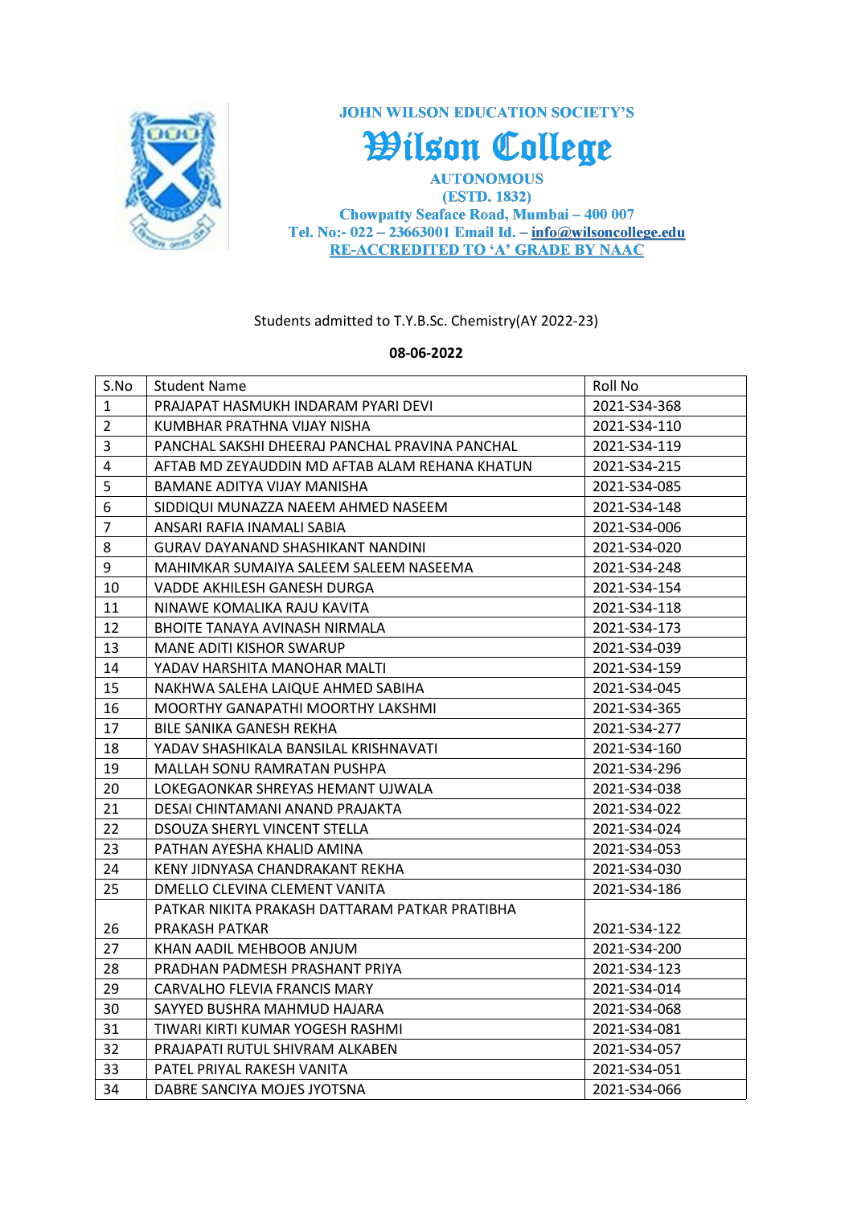JOHN WILSON EDUCATION SOCIETY'S

# Wilson College

AUTONOMOUS
(ESTD. 1832)
Chowpatty Seaface Road, Mumbai – 400 007
Tel. No:- 022 – 23663001 Email Id. – info@wilsoncollege.edu
RE-ACCREDITED TO 'A' GRADE BY NAAC

Students admitted to T.Y.B.Sc. Chemistry(AY 2022-23)

**08-06-2022**

| S.No | Student Name | Roll No |
|---|---|---|
| 1 | PRAJAPAT HASMUKH INDARAM PYARI DEVI | 2021-S34-368 |
| 2 | KUMBHAR PRATHNA VIJAY NISHA | 2021-S34-110 |
| 3 | PANCHAL SAKSHI DHEERAJ PANCHAL PRAVINA PANCHAL | 2021-S34-119 |
| 4 | AFTAB MD ZEYAUDDIN MD AFTAB ALAM REHANA KHATUN | 2021-S34-215 |
| 5 | BAMANE ADITYA VIJAY MANISHA | 2021-S34-085 |
| 6 | SIDDIQUI MUNAZZA NAEEM AHMED NASEEM | 2021-S34-148 |
| 7 | ANSARI RAFIA INAMALI SABIA | 2021-S34-006 |
| 8 | GURAV DAYANAND SHASHIKANT NANDINI | 2021-S34-020 |
| 9 | MAHIMKAR SUMAIYA SALEEM SALEEM NASEEMA | 2021-S34-248 |
| 10 | VADDE AKHILESH GANESH DURGA | 2021-S34-154 |
| 11 | NINAWE KOMALIKA RAJU KAVITA | 2021-S34-118 |
| 12 | BHOITE TANAYA AVINASH NIRMALA | 2021-S34-173 |
| 13 | MANE ADITI KISHOR SWARUP | 2021-S34-039 |
| 14 | YADAV HARSHITA MANOHAR MALTI | 2021-S34-159 |
| 15 | NAKHWA SALEHA LAIQUE AHMED SABIHA | 2021-S34-045 |
| 16 | MOORTHY GANAPATHI MOORTHY LAKSHMI | 2021-S34-365 |
| 17 | BILE SANIKA GANESH REKHA | 2021-S34-277 |
| 18 | YADAV SHASHIKALA BANSILAL KRISHNAVATI | 2021-S34-160 |
| 19 | MALLAH SONU RAMRATAN PUSHPA | 2021-S34-296 |
| 20 | LOKEGAONKAR SHREYAS HEMANT UJWALA | 2021-S34-038 |
| 21 | DESAI CHINTAMANI ANAND PRAJAKTA | 2021-S34-022 |
| 22 | DSOUZA SHERYL VINCENT STELLA | 2021-S34-024 |
| 23 | PATHAN AYESHA KHALID AMINA | 2021-S34-053 |
| 24 | KENY JIDNYASA CHANDRAKANT REKHA | 2021-S34-030 |
| 25 | DMELLO CLEVINA CLEMENT VANITA | 2021-S34-186 |
| 26 | PATKAR NIKITA PRAKASH DATTARAM PATKAR PRATIBHA PRAKASH PATKAR | 2021-S34-122 |
| 27 | KHAN AADIL MEHBOOB ANJUM | 2021-S34-200 |
| 28 | PRADHAN PADMESH PRASHANT PRIYA | 2021-S34-123 |
| 29 | CARVALHO FLEVIA FRANCIS MARY | 2021-S34-014 |
| 30 | SAYYED BUSHRA MAHMUD HAJARA | 2021-S34-068 |
| 31 | TIWARI KIRTI KUMAR YOGESH RASHMI | 2021-S34-081 |
| 32 | PRAJAPATI RUTUL SHIVRAM ALKABEN | 2021-S34-057 |
| 33 | PATEL PRIYAL RAKESH VANITA | 2021-S34-051 |
| 34 | DABRE SANCIYA MOJES JYOTSNA | 2021-S34-066 |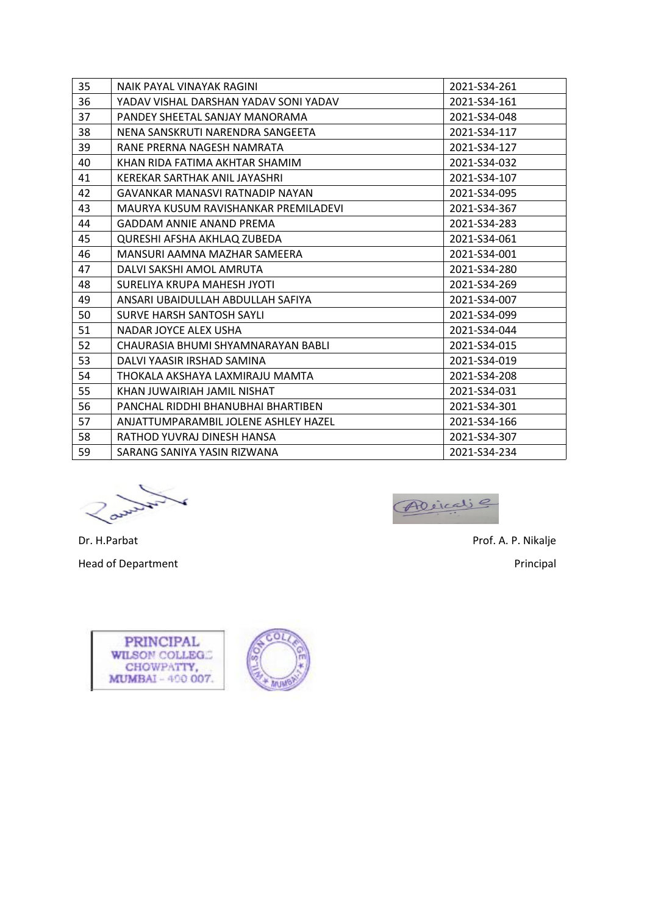| | | |
|---|---|---|
| 35 | NAIK PAYAL VINAYAK RAGINI | 2021-S34-261 |
| 36 | YADAV VISHAL DARSHAN YADAV SONI YADAV | 2021-S34-161 |
| 37 | PANDEY SHEETAL SANJAY MANORAMA | 2021-S34-048 |
| 38 | NENA SANSKRUTI NARENDRA SANGEETA | 2021-S34-117 |
| 39 | RANE PRERNA NAGESH NAMRATA | 2021-S34-127 |
| 40 | KHAN RIDA FATIMA AKHTAR SHAMIM | 2021-S34-032 |
| 41 | KEREKAR SARTHAK ANIL JAYASHRI | 2021-S34-107 |
| 42 | GAVANKAR MANASVI RATNADIP NAYAN | 2021-S34-095 |
| 43 | MAURYA KUSUM RAVISHANKAR PREMILADEVI | 2021-S34-367 |
| 44 | GADDAM ANNIE ANAND PREMA | 2021-S34-283 |
| 45 | QURESHI AFSHA AKHLAQ ZUBEDA | 2021-S34-061 |
| 46 | MANSURI AAMNA MAZHAR SAMEERA | 2021-S34-001 |
| 47 | DALVI SAKSHI AMOL AMRUTA | 2021-S34-280 |
| 48 | SURELIYA KRUPA MAHESH JYOTI | 2021-S34-269 |
| 49 | ANSARI UBAIDULLAH ABDULLAH SAFIYA | 2021-S34-007 |
| 50 | SURVE HARSH SANTOSH SAYLI | 2021-S34-099 |
| 51 | NADAR JOYCE ALEX USHA | 2021-S34-044 |
| 52 | CHAURASIA BHUMI SHYAMNARAYAN BABLI | 2021-S34-015 |
| 53 | DALVI YAASIR IRSHAD SAMINA | 2021-S34-019 |
| 54 | THOKALA AKSHAYA LAXMIRAJU MAMTA | 2021-S34-208 |
| 55 | KHAN JUWAIRIAH JAMIL NISHAT | 2021-S34-031 |
| 56 | PANCHAL RIDDHI BHANUBHAI BHARTIBEN | 2021-S34-301 |
| 57 | ANJATTUMPARAMBIL JOLENE ASHLEY HAZEL | 2021-S34-166 |
| 58 | RATHOD YUVRAJ DINESH HANSA | 2021-S34-307 |
| 59 | SARANG SANIYA YASIN RIZWANA | 2021-S34-234 |

Dr. H.Parbat
Head of Department

Prof. A. P. Nikalje
Principal

PRINCIPAL
WILSON COLLEGE
CHOWPATTY,
MUMBAI - 400 007.